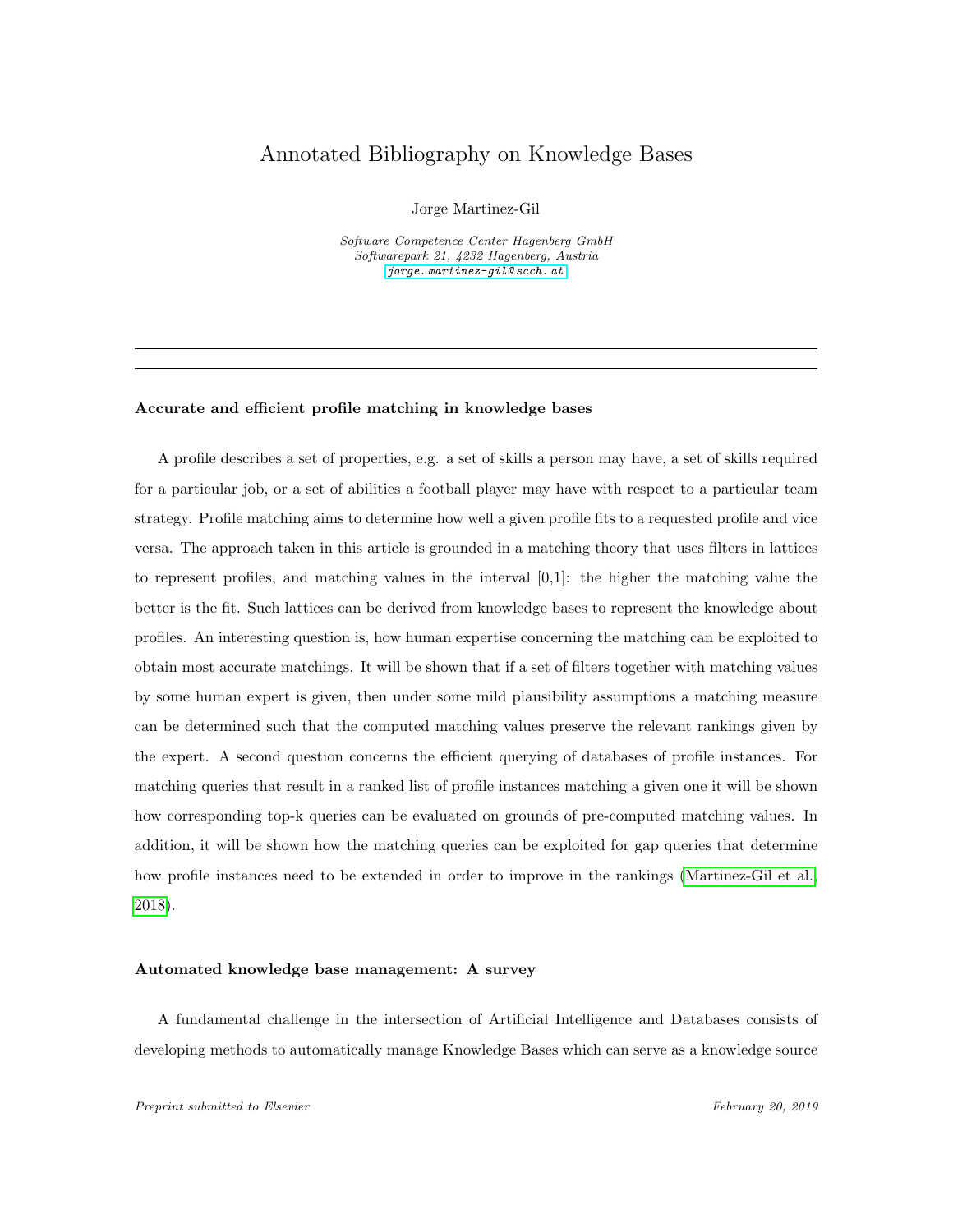# Annotated Bibliography on Knowledge Bases

Jorge Martinez-Gil

*Software Competence Center Hagenberg GmbH*
*Softwarepark 21, 4232 Hagenberg, Austria*
*jorge.martinez-gil@scch.at*

---

### Accurate and efficient profile matching in knowledge bases

A profile describes a set of properties, e.g. a set of skills a person may have, a set of skills required for a particular job, or a set of abilities a football player may have with respect to a particular team strategy. Profile matching aims to determine how well a given profile fits to a requested profile and vice versa. The approach taken in this article is grounded in a matching theory that uses filters in lattices to represent profiles, and matching values in the interval [0,1]: the higher the matching value the better is the fit. Such lattices can be derived from knowledge bases to represent the knowledge about profiles. An interesting question is, how human expertise concerning the matching can be exploited to obtain most accurate matchings. It will be shown that if a set of filters together with matching values by some human expert is given, then under some mild plausibility assumptions a matching measure can be determined such that the computed matching values preserve the relevant rankings given by the expert. A second question concerns the efficient querying of databases of profile instances. For matching queries that result in a ranked list of profile instances matching a given one it will be shown how corresponding top-k queries can be evaluated on grounds of pre-computed matching values. In addition, it will be shown how the matching queries can be exploited for gap queries that determine how profile instances need to be extended in order to improve in the rankings (Martinez-Gil et al., 2018).

### Automated knowledge base management: A survey

A fundamental challenge in the intersection of Artificial Intelligence and Databases consists of developing methods to automatically manage Knowledge Bases which can serve as a knowledge source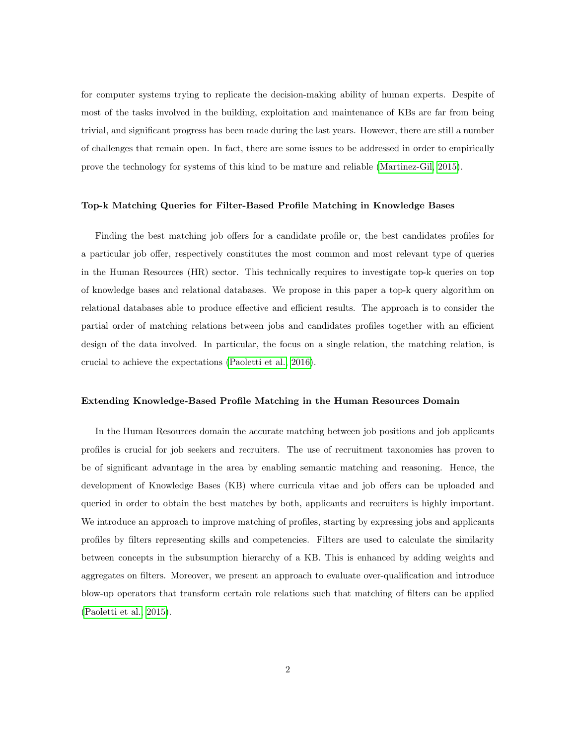for computer systems trying to replicate the decision-making ability of human experts. Despite of most of the tasks involved in the building, exploitation and maintenance of KBs are far from being trivial, and significant progress has been made during the last years. However, there are still a number of challenges that remain open. In fact, there are some issues to be addressed in order to empirically prove the technology for systems of this kind to be mature and reliable (Martinez-Gil, 2015).

#### Top-k Matching Queries for Filter-Based Profile Matching in Knowledge Bases

Finding the best matching job offers for a candidate profile or, the best candidates profiles for a particular job offer, respectively constitutes the most common and most relevant type of queries in the Human Resources (HR) sector. This technically requires to investigate top-k queries on top of knowledge bases and relational databases. We propose in this paper a top-k query algorithm on relational databases able to produce effective and efficient results. The approach is to consider the partial order of matching relations between jobs and candidates profiles together with an efficient design of the data involved. In particular, the focus on a single relation, the matching relation, is crucial to achieve the expectations (Paoletti et al., 2016).

#### Extending Knowledge-Based Profile Matching in the Human Resources Domain

In the Human Resources domain the accurate matching between job positions and job applicants profiles is crucial for job seekers and recruiters. The use of recruitment taxonomies has proven to be of significant advantage in the area by enabling semantic matching and reasoning. Hence, the development of Knowledge Bases (KB) where curricula vitae and job offers can be uploaded and queried in order to obtain the best matches by both, applicants and recruiters is highly important. We introduce an approach to improve matching of profiles, starting by expressing jobs and applicants profiles by filters representing skills and competencies. Filters are used to calculate the similarity between concepts in the subsumption hierarchy of a KB. This is enhanced by adding weights and aggregates on filters. Moreover, we present an approach to evaluate over-qualification and introduce blow-up operators that transform certain role relations such that matching of filters can be applied (Paoletti et al., 2015).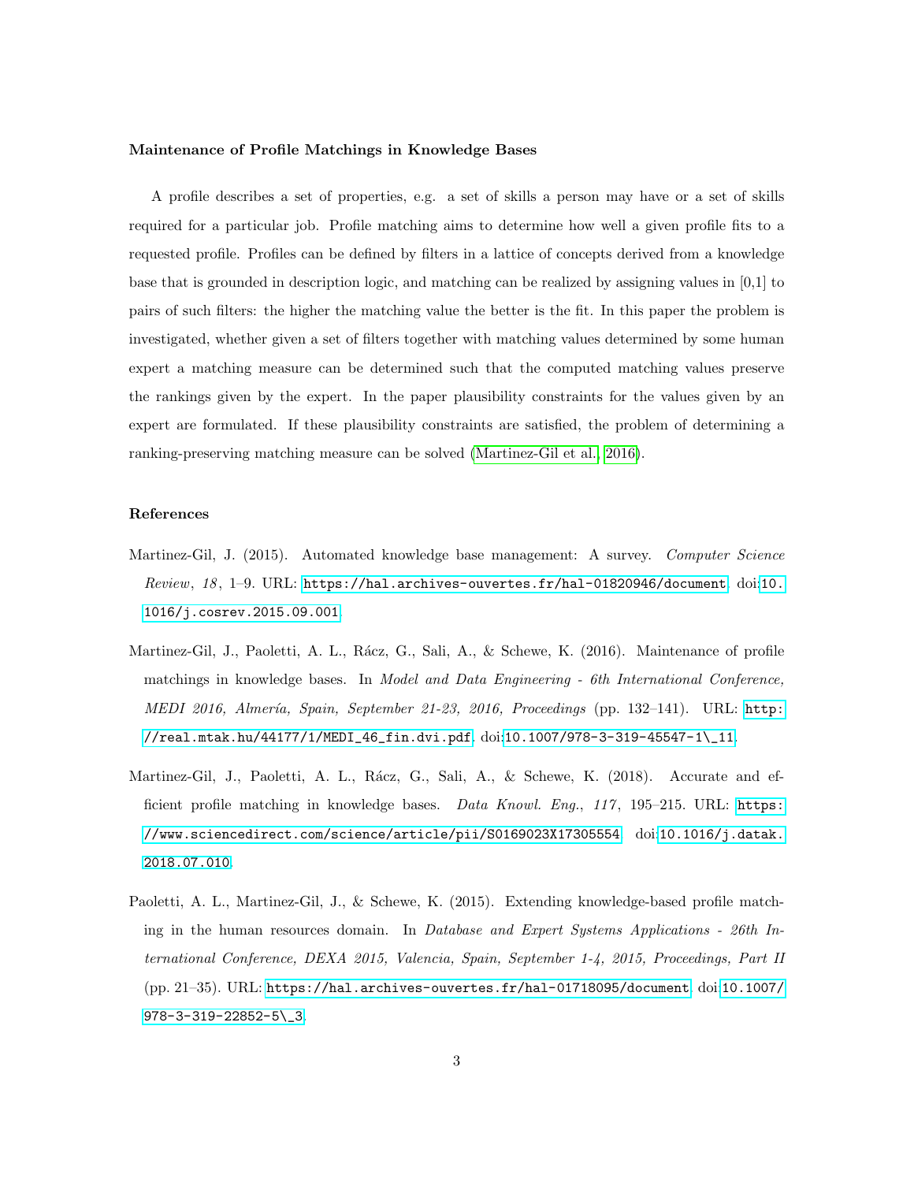### Maintenance of Profile Matchings in Knowledge Bases

A profile describes a set of properties, e.g. a set of skills a person may have or a set of skills required for a particular job. Profile matching aims to determine how well a given profile fits to a requested profile. Profiles can be defined by filters in a lattice of concepts derived from a knowledge base that is grounded in description logic, and matching can be realized by assigning values in [0,1] to pairs of such filters: the higher the matching value the better is the fit. In this paper the problem is investigated, whether given a set of filters together with matching values determined by some human expert a matching measure can be determined such that the computed matching values preserve the rankings given by the expert. In the paper plausibility constraints for the values given by an expert are formulated. If these plausibility constraints are satisfied, the problem of determining a ranking-preserving matching measure can be solved (Martinez-Gil et al., 2016).

### References

Martinez-Gil, J. (2015). Automated knowledge base management: A survey. *Computer Science Review*, *18*, 1–9. URL: https://hal.archives-ouvertes.fr/hal-01820946/document. doi:10.1016/j.cosrev.2015.09.001.

Martinez-Gil, J., Paoletti, A. L., Rácz, G., Sali, A., & Schewe, K. (2016). Maintenance of profile matchings in knowledge bases. In *Model and Data Engineering - 6th International Conference, MEDI 2016, Almería, Spain, September 21-23, 2016, Proceedings* (pp. 132–141). URL: http://real.mtak.hu/44177/1/MEDI_46_fin.dvi.pdf. doi:10.1007/978-3-319-45547-1\_11.

Martinez-Gil, J., Paoletti, A. L., Rácz, G., Sali, A., & Schewe, K. (2018). Accurate and efficient profile matching in knowledge bases. *Data Knowl. Eng.*, *117*, 195–215. URL: https://www.sciencedirect.com/science/article/pii/S0169023X17305554. doi:10.1016/j.datak.2018.07.010.

Paoletti, A. L., Martinez-Gil, J., & Schewe, K. (2015). Extending knowledge-based profile matching in the human resources domain. In *Database and Expert Systems Applications - 26th International Conference, DEXA 2015, Valencia, Spain, September 1-4, 2015, Proceedings, Part II* (pp. 21–35). URL: https://hal.archives-ouvertes.fr/hal-01718095/document. doi:10.1007/978-3-319-22852-5\_3.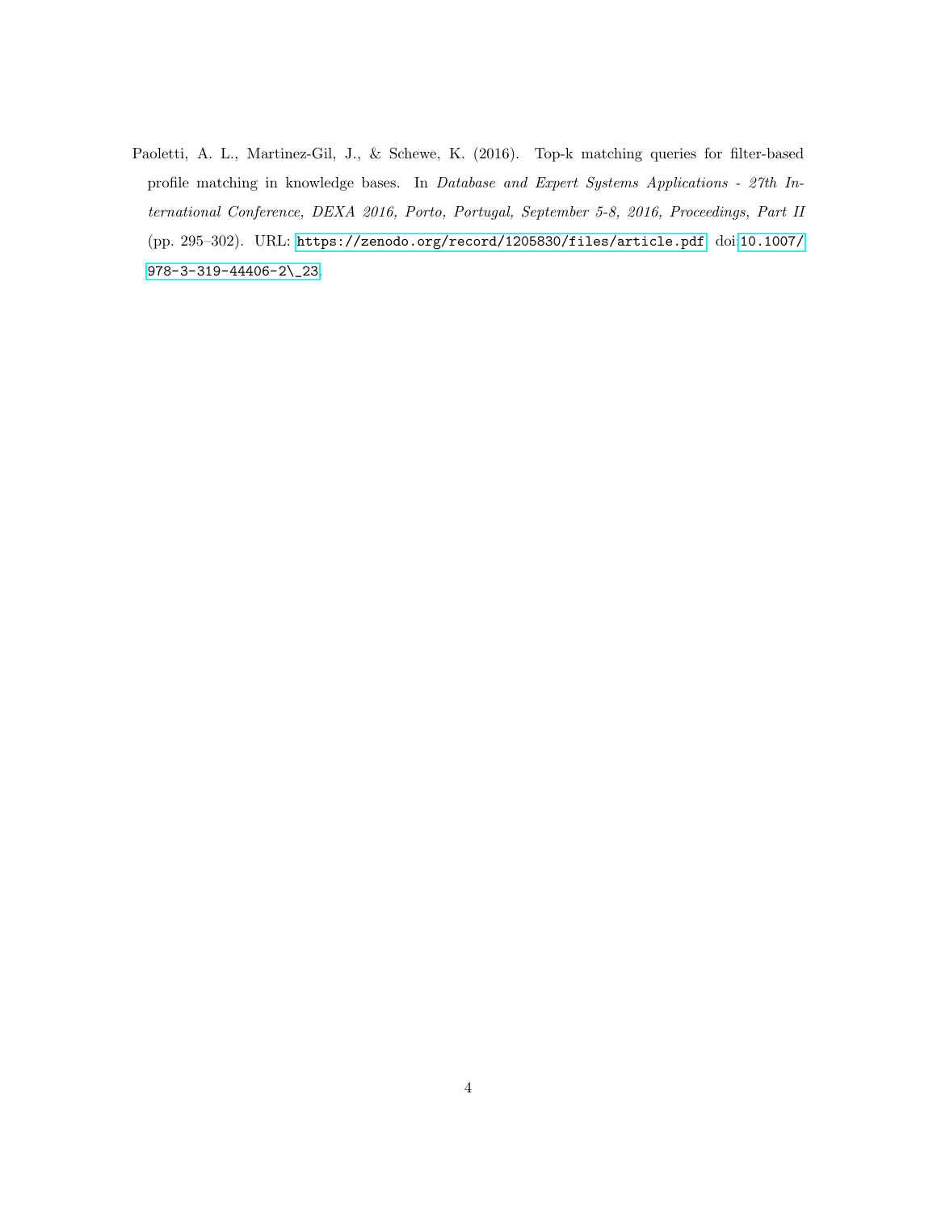Paoletti, A. L., Martinez-Gil, J., & Schewe, K. (2016). Top-k matching queries for filter-based profile matching in knowledge bases. In *Database and Expert Systems Applications - 27th International Conference, DEXA 2016, Porto, Portugal, September 5-8, 2016, Proceedings, Part II* (pp. 295–302). URL: https://zenodo.org/record/1205830/files/article.pdf. doi:10.1007/978-3-319-44406-2\_23.